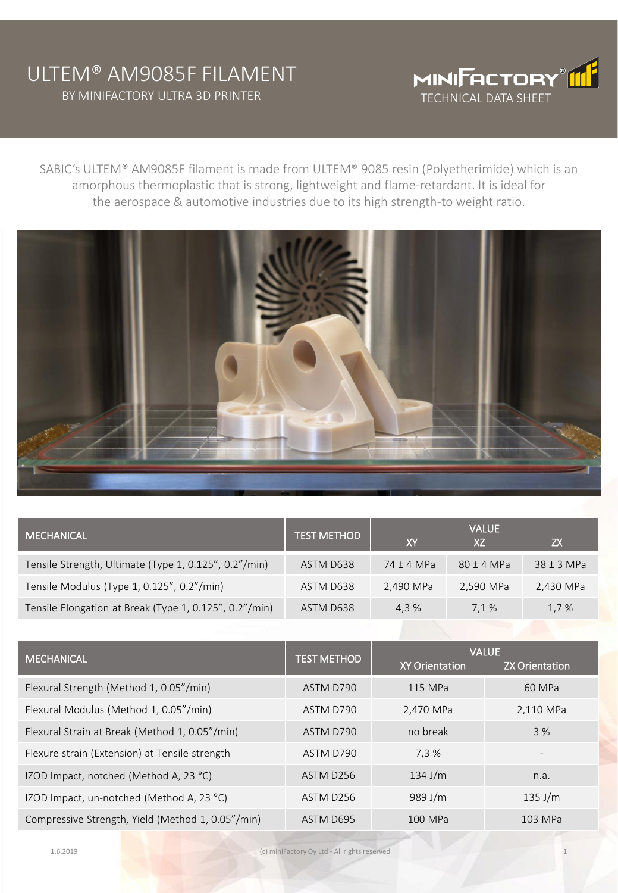# ULTEM® AM9085F FILAMENT

BY MINIFACTORY ULTRA 3D PRINTER

MINIFACTORY®

TECHNICAL DATA SHEET

SABIC's ULTEM® AM9085F filament is made from ULTEM® 9085 resin (Polyetherimide) which is an amorphous thermoplastic that is strong, lightweight and flame-retardant. It is ideal for the aerospace & automotive industries due to its high strength-to weight ratio.

| MECHANICAL | TEST METHOD | VALUE | | |
|---|---|---|---|---|
| | | XY | XZ | ZX |
| Tensile Strength, Ultimate (Type 1, 0.125", 0.2"/min) | ASTM D638 | 74 ± 4 MPa | 80 ± 4 MPa | 38 ± 3 MPa |
| Tensile Modulus (Type 1, 0.125", 0.2"/min) | ASTM D638 | 2,490 MPa | 2,590 MPa | 2,430 MPa |
| Tensile Elongation at Break (Type 1, 0.125", 0.2"/min) | ASTM D638 | 4,3 % | 7,1 % | 1,7 % |

| MECHANICAL | TEST METHOD | VALUE | |
|---|---|---|---|
| | | XY Orientation | ZX Orientation |
| Flexural Strength (Method 1, 0.05"/min) | ASTM D790 | 115 MPa | 60 MPa |
| Flexural Modulus (Method 1, 0.05"/min) | ASTM D790 | 2,470 MPa | 2,110 MPa |
| Flexural Strain at Break (Method 1, 0.05"/min) | ASTM D790 | no break | 3 % |
| Flexure strain (Extension) at Tensile strength | ASTM D790 | 7,3 % | - |
| IZOD Impact, notched (Method A, 23 °C) | ASTM D256 | 134 J/m | n.a. |
| IZOD Impact, un-notched (Method A, 23 °C) | ASTM D256 | 989 J/m | 135 J/m |
| Compressive Strength, Yield (Method 1, 0.05"/min) | ASTM D695 | 100 MPa | 103 MPa |

1.6.2019

(c) miniFactory Oy Ltd - All rights reserved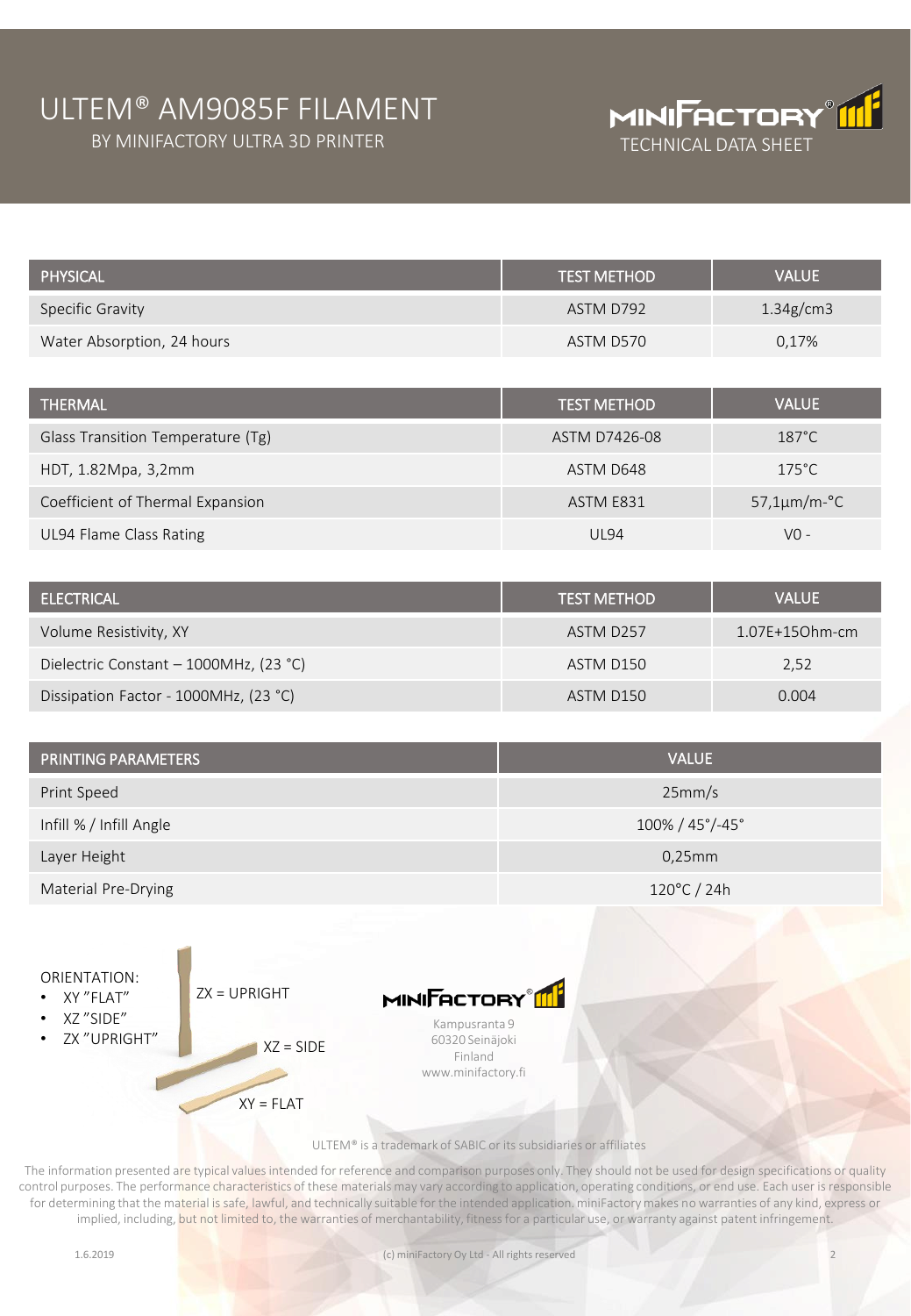# ULTEM® AM9085F FILAMENT

BY MINIFACTORY ULTRA 3D PRINTER

TECHNICAL DATA SHEET

| PHYSICAL | TEST METHOD | VALUE |
|---|---|---|
| Specific Gravity | ASTM D792 | 1.34g/cm3 |
| Water Absorption, 24 hours | ASTM D570 | 0,17% |

| THERMAL | TEST METHOD | VALUE |
|---|---|---|
| Glass Transition Temperature (Tg) | ASTM D7426-08 | 187°C |
| HDT, 1.82Mpa, 3,2mm | ASTM D648 | 175°C |
| Coefficient of Thermal Expansion | ASTM E831 | 57,1µm/m-°C |
| UL94 Flame Class Rating | UL94 | V0 - |

| ELECTRICAL | TEST METHOD | VALUE |
|---|---|---|
| Volume Resistivity, XY | ASTM D257 | 1.07E+15Ohm-cm |
| Dielectric Constant – 1000MHz, (23 °C) | ASTM D150 | 2,52 |
| Dissipation Factor - 1000MHz, (23 °C) | ASTM D150 | 0.004 |

| PRINTING PARAMETERS | VALUE |
|---|---|
| Print Speed | 25mm/s |
| Infill % / Infill Angle | 100% / 45°/-45° |
| Layer Height | 0,25mm |
| Material Pre-Drying | 120°C / 24h |

ORIENTATION:

- XY "FLAT"
- XZ "SIDE"
- ZX "UPRIGHT"

ZX = UPRIGHT

XZ = SIDE

XY = FLAT

MINIFACTORY

Kampusranta 9
60320 Seinäjoki
Finland
www.minifactory.fi

ULTEM® is a trademark of SABIC or its subsidiaries or affiliates

The information presented are typical values intended for reference and comparison purposes only. They should not be used for design specifications or quality control purposes. The performance characteristics of these materials may vary according to application, operating conditions, or end use. Each user is responsible for determining that the material is safe, lawful, and technically suitable for the intended application. miniFactory makes no warranties of any kind, express or implied, including, but not limited to, the warranties of merchantability, fitness for a particular use, or warranty against patent infringement.

1.6.2019

(c) miniFactory Oy Ltd - All rights reserved